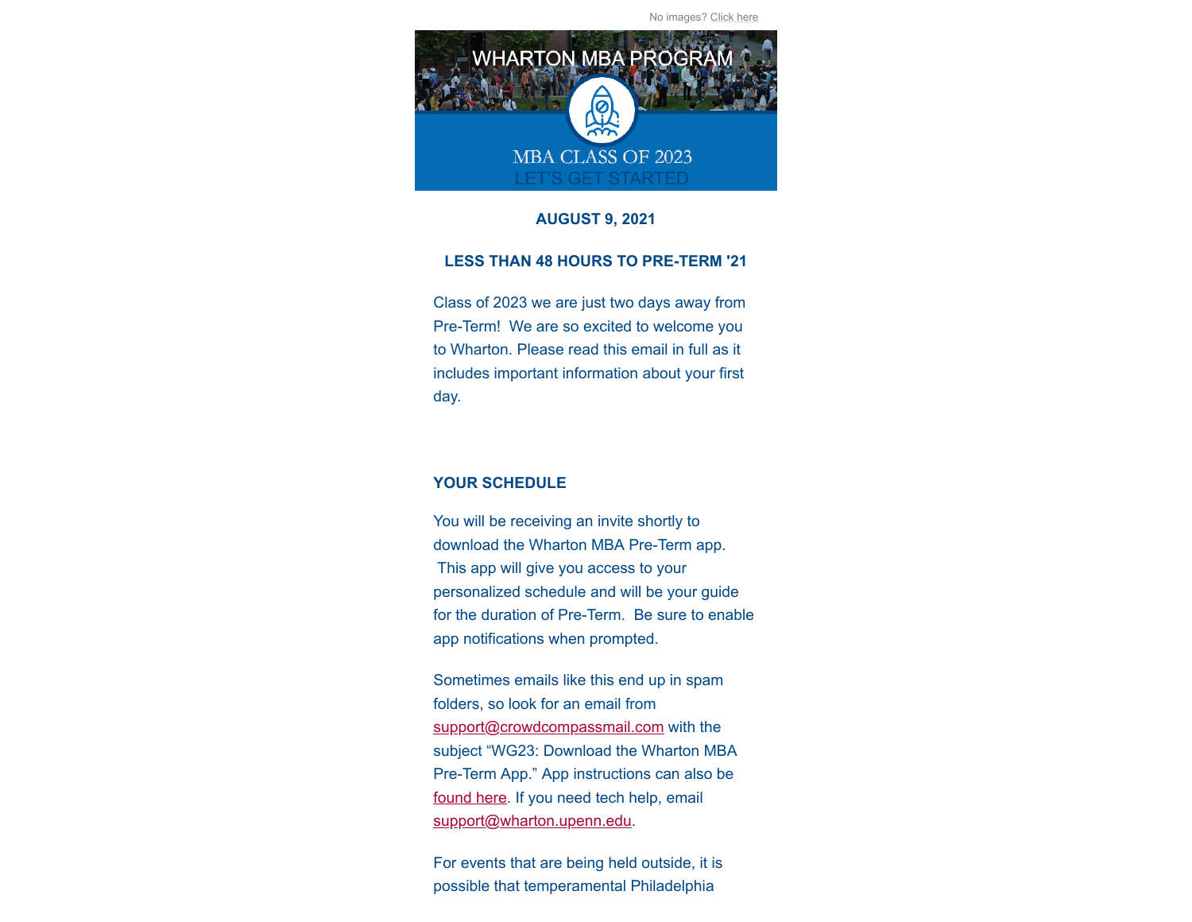No images? Click here

WHARTON MBA PROGRAM

MBA CLASS OF 2023
LET'S GET STARTED

**AUGUST 9, 2021**

## LESS THAN 48 HOURS TO PRE-TERM '21

Class of 2023 we are just two days away from Pre-Term! We are so excited to welcome you to Wharton. Please read this email in full as it includes important information about your first day.

### YOUR SCHEDULE

You will be receiving an invite shortly to download the Wharton MBA Pre-Term app. This app will give you access to your personalized schedule and will be your guide for the duration of Pre-Term. Be sure to enable app notifications when prompted.

Sometimes emails like this end up in spam folders, so look for an email from support@crowdcompassmail.com with the subject "WG23: Download the Wharton MBA Pre-Term App." App instructions can also be found here. If you need tech help, email support@wharton.upenn.edu.

For events that are being held outside, it is possible that temperamental Philadelphia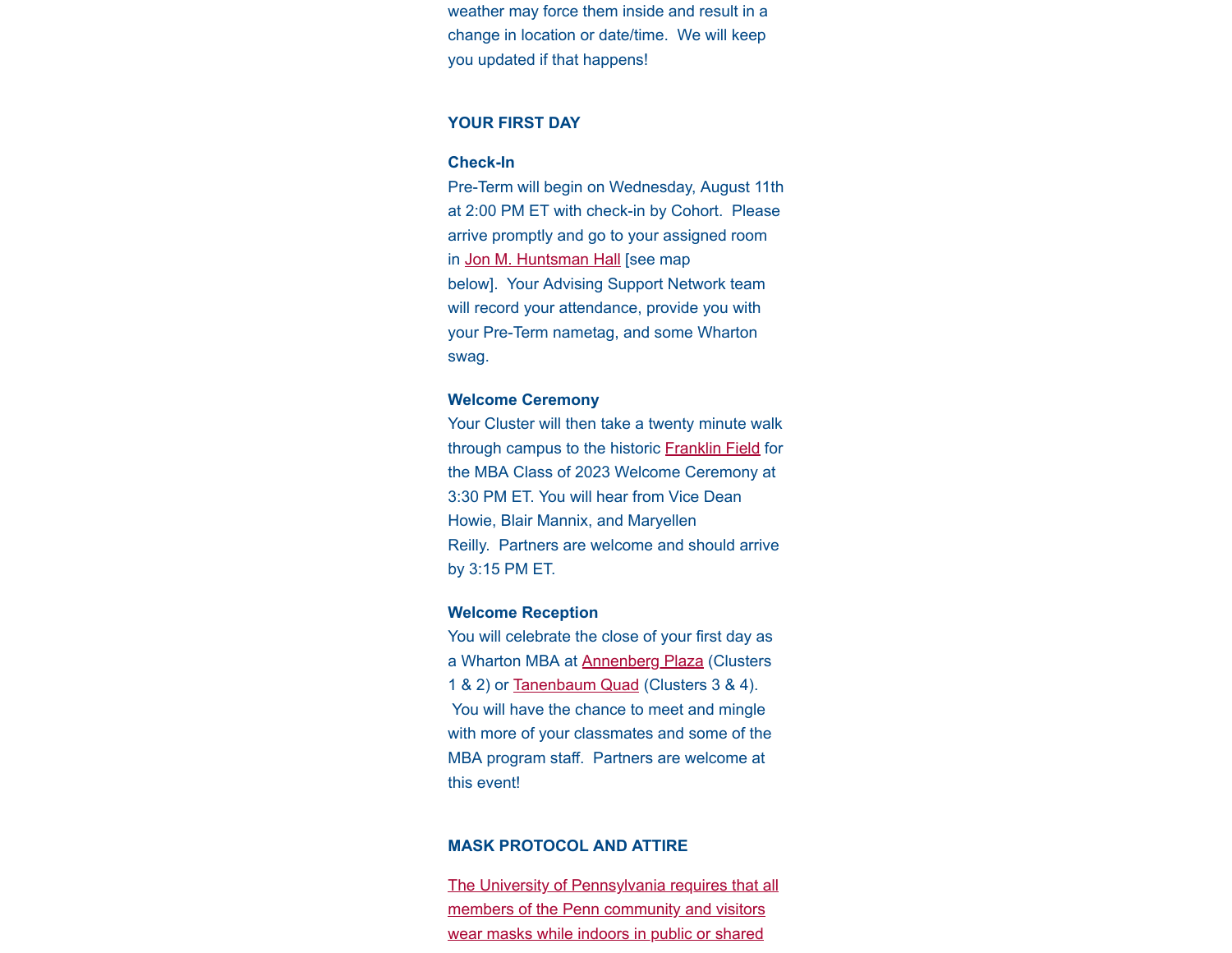weather may force them inside and result in a change in location or date/time. We will keep you updated if that happens!

## YOUR FIRST DAY

### Check-In

Pre-Term will begin on Wednesday, August 11th at 2:00 PM ET with check-in by Cohort. Please arrive promptly and go to your assigned room in Jon M. Huntsman Hall [see map below]. Your Advising Support Network team will record your attendance, provide you with your Pre-Term nametag, and some Wharton swag.

### Welcome Ceremony

Your Cluster will then take a twenty minute walk through campus to the historic Franklin Field for the MBA Class of 2023 Welcome Ceremony at 3:30 PM ET. You will hear from Vice Dean Howie, Blair Mannix, and Maryellen Reilly. Partners are welcome and should arrive by 3:15 PM ET.

### Welcome Reception

You will celebrate the close of your first day as a Wharton MBA at Annenberg Plaza (Clusters 1 & 2) or Tanenbaum Quad (Clusters 3 & 4). You will have the chance to meet and mingle with more of your classmates and some of the MBA program staff. Partners are welcome at this event!

## MASK PROTOCOL AND ATTIRE

The University of Pennsylvania requires that all members of the Penn community and visitors wear masks while indoors in public or shared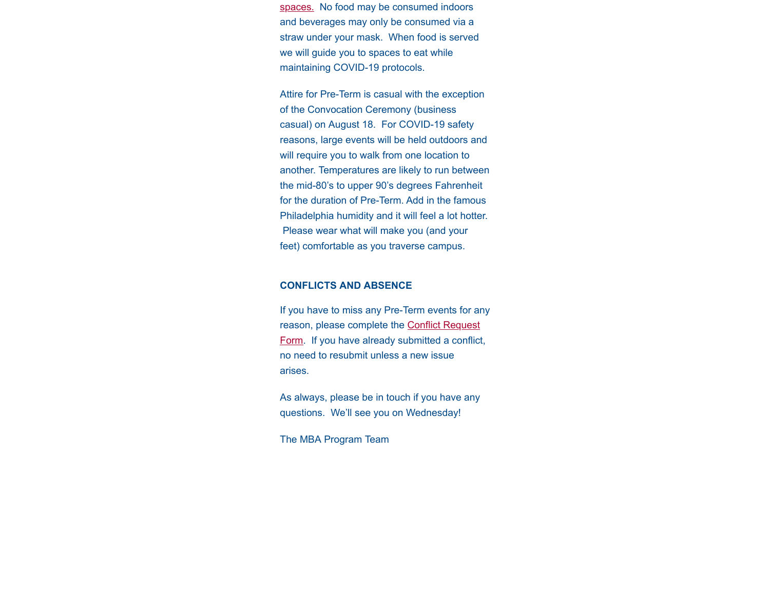spaces. No food may be consumed indoors and beverages may only be consumed via a straw under your mask. When food is served we will guide you to spaces to eat while maintaining COVID-19 protocols.

Attire for Pre-Term is casual with the exception of the Convocation Ceremony (business casual) on August 18. For COVID-19 safety reasons, large events will be held outdoors and will require you to walk from one location to another. Temperatures are likely to run between the mid-80's to upper 90's degrees Fahrenheit for the duration of Pre-Term. Add in the famous Philadelphia humidity and it will feel a lot hotter. Please wear what will make you (and your feet) comfortable as you traverse campus.

**CONFLICTS AND ABSENCE**

If you have to miss any Pre-Term events for any reason, please complete the Conflict Request Form. If you have already submitted a conflict, no need to resubmit unless a new issue arises.

As always, please be in touch if you have any questions. We'll see you on Wednesday!

The MBA Program Team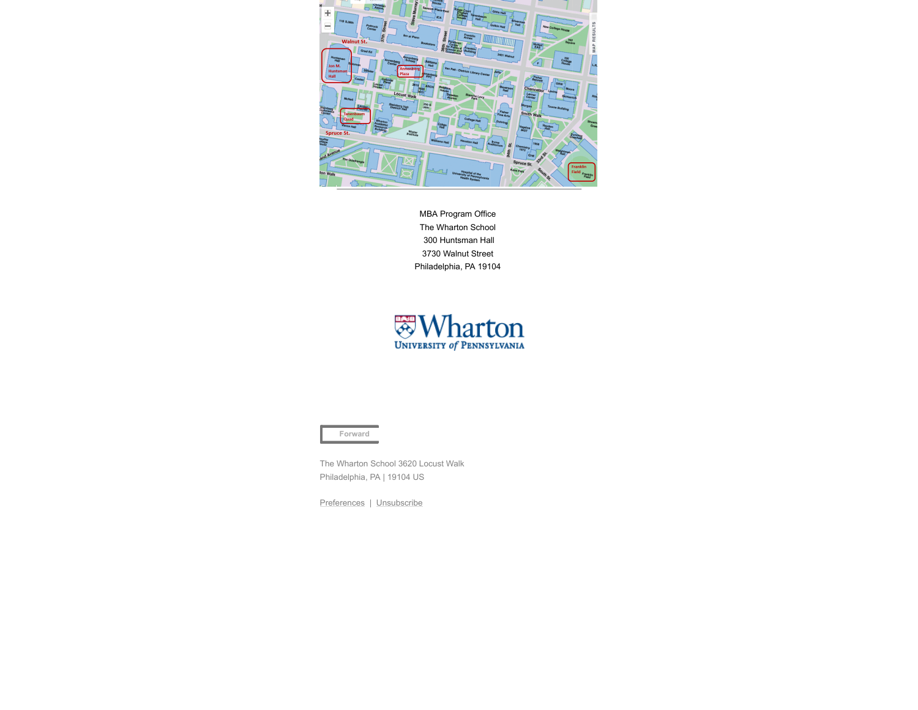MBA Program Office
The Wharton School
300 Huntsman Hall
3730 Walnut Street
Philadelphia, PA 19104

Wharton
University of Pennsylvania

Forward

The Wharton School 3620 Locust Walk
Philadelphia, PA | 19104 US

Preferences | Unsubscribe